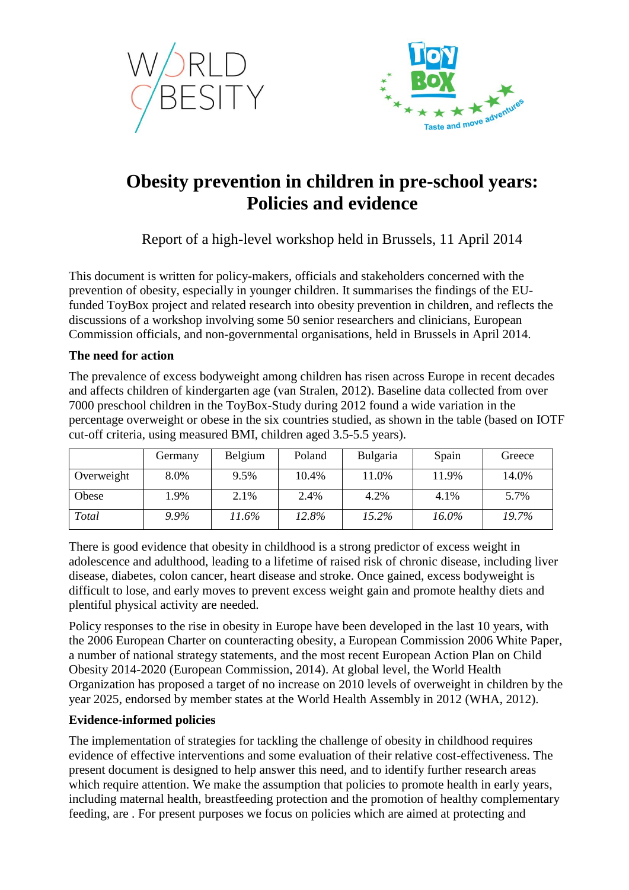# Obesity prevention in children in pre-school years: Policies and evidence

Report of a high-level workshop held in Brussels, 11 April 2014

This document is written for policy-makers, officials and stakeholders concerned with the prevention of obesity, especially in younger children. It summarises the findings of the EU-funded ToyBox project and related research into obesity prevention in children, and reflects the discussions of a workshop involving some 50 senior researchers and clinicians, European Commission officials, and non-governmental organisations, held in Brussels in April 2014.

### The need for action

The prevalence of excess bodyweight among children has risen across Europe in recent decades and affects children of kindergarten age (van Stralen, 2012). Baseline data collected from over 7000 preschool children in the ToyBox-Study during 2012 found a wide variation in the percentage overweight or obese in the six countries studied, as shown in the table (based on IOTF cut-off criteria, using measured BMI, children aged 3.5-5.5 years).

| | Germany | Belgium | Poland | Bulgaria | Spain | Greece |
|---|---|---|---|---|---|---|
| Overweight | 8.0% | 9.5% | 10.4% | 11.0% | 11.9% | 14.0% |
| Obese | 1.9% | 2.1% | 2.4% | 4.2% | 4.1% | 5.7% |
| *Total* | *9.9%* | *11.6%* | *12.8%* | *15.2%* | *16.0%* | *19.7%* |

There is good evidence that obesity in childhood is a strong predictor of excess weight in adolescence and adulthood, leading to a lifetime of raised risk of chronic disease, including liver disease, diabetes, colon cancer, heart disease and stroke. Once gained, excess bodyweight is difficult to lose, and early moves to prevent excess weight gain and promote healthy diets and plentiful physical activity are needed.

Policy responses to the rise in obesity in Europe have been developed in the last 10 years, with the 2006 European Charter on counteracting obesity, a European Commission 2006 White Paper, a number of national strategy statements, and the most recent European Action Plan on Child Obesity 2014-2020 (European Commission, 2014). At global level, the World Health Organization has proposed a target of no increase on 2010 levels of overweight in children by the year 2025, endorsed by member states at the World Health Assembly in 2012 (WHA, 2012).

### Evidence-informed policies

The implementation of strategies for tackling the challenge of obesity in childhood requires evidence of effective interventions and some evaluation of their relative cost-effectiveness. The present document is designed to help answer this need, and to identify further research areas which require attention. We make the assumption that policies to promote health in early years, including maternal health, breastfeeding protection and the promotion of healthy complementary feeding, are . For present purposes we focus on policies which are aimed at protecting and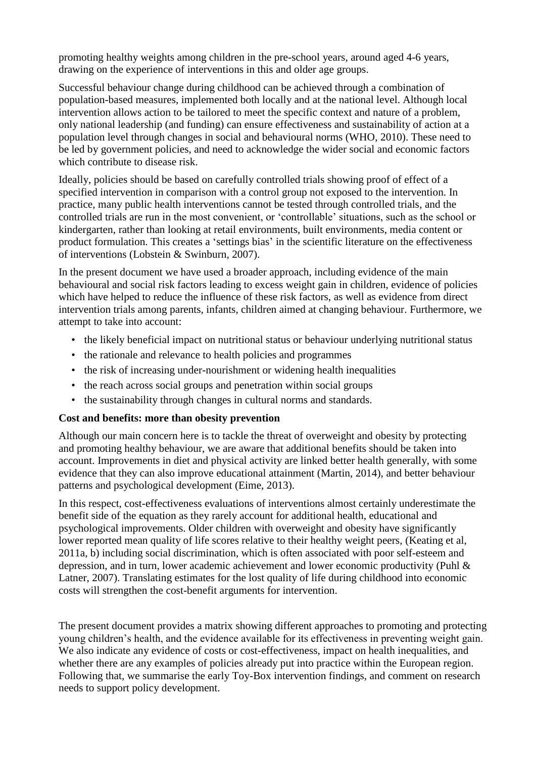promoting healthy weights among children in the pre-school years, around aged 4-6 years, drawing on the experience of interventions in this and older age groups.

Successful behaviour change during childhood can be achieved through a combination of population-based measures, implemented both locally and at the national level. Although local intervention allows action to be tailored to meet the specific context and nature of a problem, only national leadership (and funding) can ensure effectiveness and sustainability of action at a population level through changes in social and behavioural norms (WHO, 2010). These need to be led by government policies, and need to acknowledge the wider social and economic factors which contribute to disease risk.

Ideally, policies should be based on carefully controlled trials showing proof of effect of a specified intervention in comparison with a control group not exposed to the intervention. In practice, many public health interventions cannot be tested through controlled trials, and the controlled trials are run in the most convenient, or 'controllable' situations, such as the school or kindergarten, rather than looking at retail environments, built environments, media content or product formulation. This creates a 'settings bias' in the scientific literature on the effectiveness of interventions (Lobstein & Swinburn, 2007).

In the present document we have used a broader approach, including evidence of the main behavioural and social risk factors leading to excess weight gain in children, evidence of policies which have helped to reduce the influence of these risk factors, as well as evidence from direct intervention trials among parents, infants, children aimed at changing behaviour. Furthermore, we attempt to take into account:

- the likely beneficial impact on nutritional status or behaviour underlying nutritional status
- the rationale and relevance to health policies and programmes
- the risk of increasing under-nourishment or widening health inequalities
- the reach across social groups and penetration within social groups
- the sustainability through changes in cultural norms and standards.

**Cost and benefits: more than obesity prevention**

Although our main concern here is to tackle the threat of overweight and obesity by protecting and promoting healthy behaviour, we are aware that additional benefits should be taken into account. Improvements in diet and physical activity are linked better health generally, with some evidence that they can also improve educational attainment (Martin, 2014), and better behaviour patterns and psychological development (Eime, 2013).

In this respect, cost-effectiveness evaluations of interventions almost certainly underestimate the benefit side of the equation as they rarely account for additional health, educational and psychological improvements. Older children with overweight and obesity have significantly lower reported mean quality of life scores relative to their healthy weight peers, (Keating et al, 2011a, b) including social discrimination, which is often associated with poor self-esteem and depression, and in turn, lower academic achievement and lower economic productivity (Puhl & Latner, 2007). Translating estimates for the lost quality of life during childhood into economic costs will strengthen the cost-benefit arguments for intervention.

The present document provides a matrix showing different approaches to promoting and protecting young children's health, and the evidence available for its effectiveness in preventing weight gain. We also indicate any evidence of costs or cost-effectiveness, impact on health inequalities, and whether there are any examples of policies already put into practice within the European region. Following that, we summarise the early Toy-Box intervention findings, and comment on research needs to support policy development.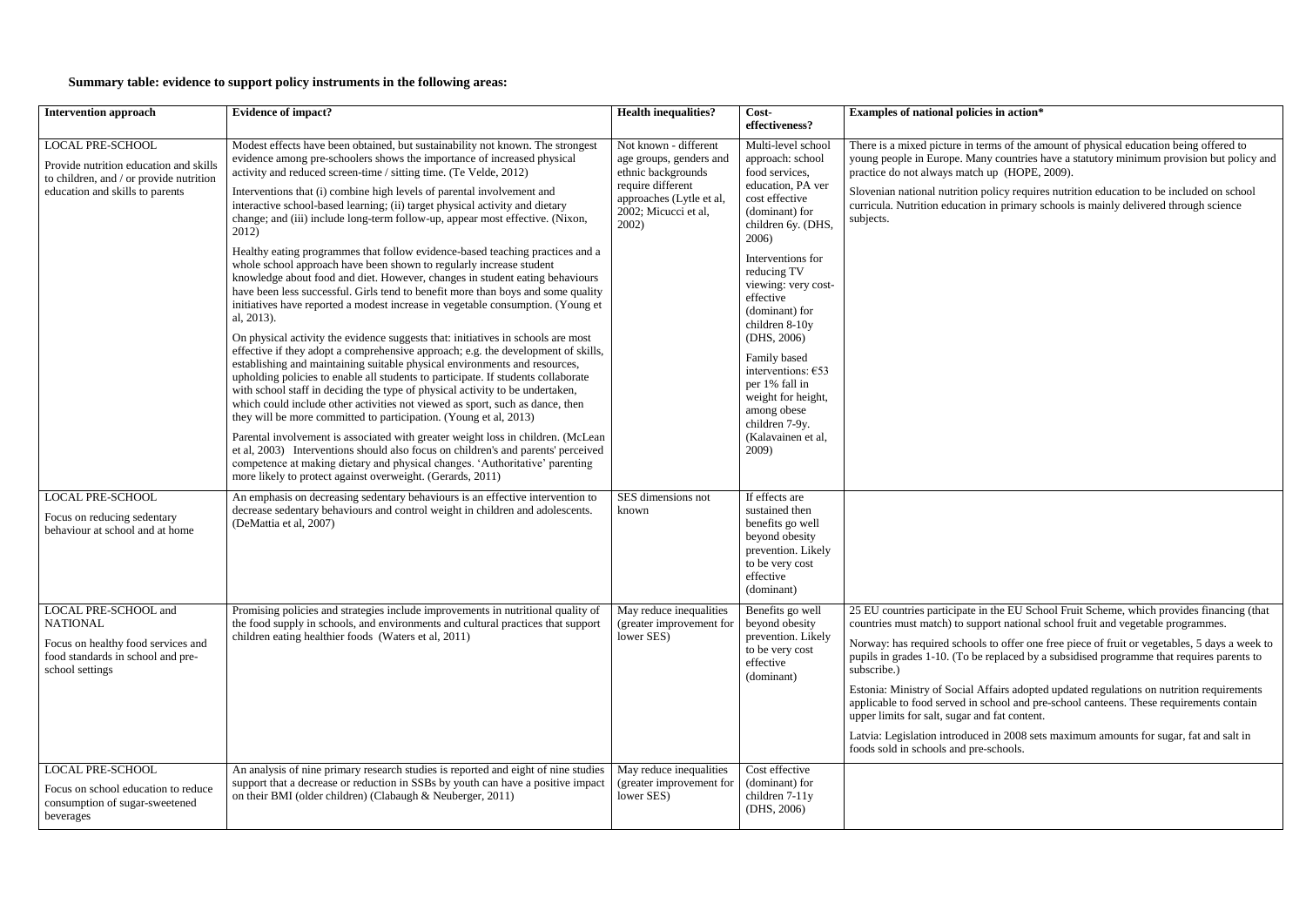**Summary table: evidence to support policy instruments in the following areas:**

| Intervention approach | Evidence of impact? | Health inequalities? | Cost-effectiveness? | Examples of national policies in action* |
|---|---|---|---|---|
| LOCAL PRE-SCHOOL<br><br>Provide nutrition education and skills to children, and / or provide nutrition education and skills to parents | Modest effects have been obtained, but sustainability not known. The strongest evidence among pre-schoolers shows the importance of increased physical activity and reduced screen-time / sitting time. (Te Velde, 2012)<br><br>Interventions that (i) combine high levels of parental involvement and interactive school-based learning; (ii) target physical activity and dietary change; and (iii) include long-term follow-up, appear most effective. (Nixon, 2012)<br><br>Healthy eating programmes that follow evidence-based teaching practices and a whole school approach have been shown to regularly increase student knowledge about food and diet. However, changes in student eating behaviours have been less successful. Girls tend to benefit more than boys and some quality initiatives have reported a modest increase in vegetable consumption. (Young et al, 2013).<br><br>On physical activity the evidence suggests that: initiatives in schools are most effective if they adopt a comprehensive approach; e.g. the development of skills, establishing and maintaining suitable physical environments and resources, upholding policies to enable all students to participate. If students collaborate with school staff in deciding the type of physical activity to be undertaken, which could include other activities not viewed as sport, such as dance, then they will be more committed to participation. (Young et al, 2013)<br><br>Parental involvement is associated with greater weight loss in children. (McLean et al, 2003) Interventions should also focus on children's and parents' perceived competence at making dietary and physical changes. 'Authoritative' parenting more likely to protect against overweight. (Gerards, 2011) | Not known - different age groups, genders and ethnic backgrounds require different approaches (Lytle et al, 2002; Micucci et al, 2002) | Multi-level school approach: school food services, education, PA ver cost effective (dominant) for children 6y. (DHS, 2006)<br><br>Interventions for reducing TV viewing: very cost-effective (dominant) for children 8-10y (DHS, 2006)<br><br>Family based interventions: €53 per 1% fall in weight for height, among obese children 7-9y. (Kalavainen et al, 2009) | There is a mixed picture in terms of the amount of physical education being offered to young people in Europe. Many countries have a statutory minimum provision but policy and practice do not always match up (HOPE, 2009).<br><br>Slovenian national nutrition policy requires nutrition education to be included on school curricula. Nutrition education in primary schools is mainly delivered through science subjects. |
| LOCAL PRE-SCHOOL<br><br>Focus on reducing sedentary behaviour at school and at home | An emphasis on decreasing sedentary behaviours is an effective intervention to decrease sedentary behaviours and control weight in children and adolescents. (DeMattia et al, 2007) | SES dimensions not known | If effects are sustained then benefits go well beyond obesity prevention. Likely to be very cost effective (dominant) | |
| LOCAL PRE-SCHOOL and NATIONAL<br><br>Focus on healthy food services and food standards in school and pre-school settings | Promising policies and strategies include improvements in nutritional quality of the food supply in schools, and environments and cultural practices that support children eating healthier foods (Waters et al, 2011) | May reduce inequalities (greater improvement for lower SES) | Benefits go well beyond obesity prevention. Likely to be very cost effective (dominant) | 25 EU countries participate in the EU School Fruit Scheme, which provides financing (that countries must match) to support national school fruit and vegetable programmes.<br><br>Norway: has required schools to offer one free piece of fruit or vegetables, 5 days a week to pupils in grades 1-10. (To be replaced by a subsidised programme that requires parents to subscribe.)<br><br>Estonia: Ministry of Social Affairs adopted updated regulations on nutrition requirements applicable to food served in school and pre-school canteens. These requirements contain upper limits for salt, sugar and fat content.<br><br>Latvia: Legislation introduced in 2008 sets maximum amounts for sugar, fat and salt in foods sold in schools and pre-schools. |
| LOCAL PRE-SCHOOL<br><br>Focus on school education to reduce consumption of sugar-sweetened beverages | An analysis of nine primary research studies is reported and eight of nine studies support that a decrease or reduction in SSBs by youth can have a positive impact on their BMI (older children) (Clabaugh & Neuberger, 2011) | May reduce inequalities (greater improvement for lower SES) | Cost effective (dominant) for children 7-11y (DHS, 2006) | |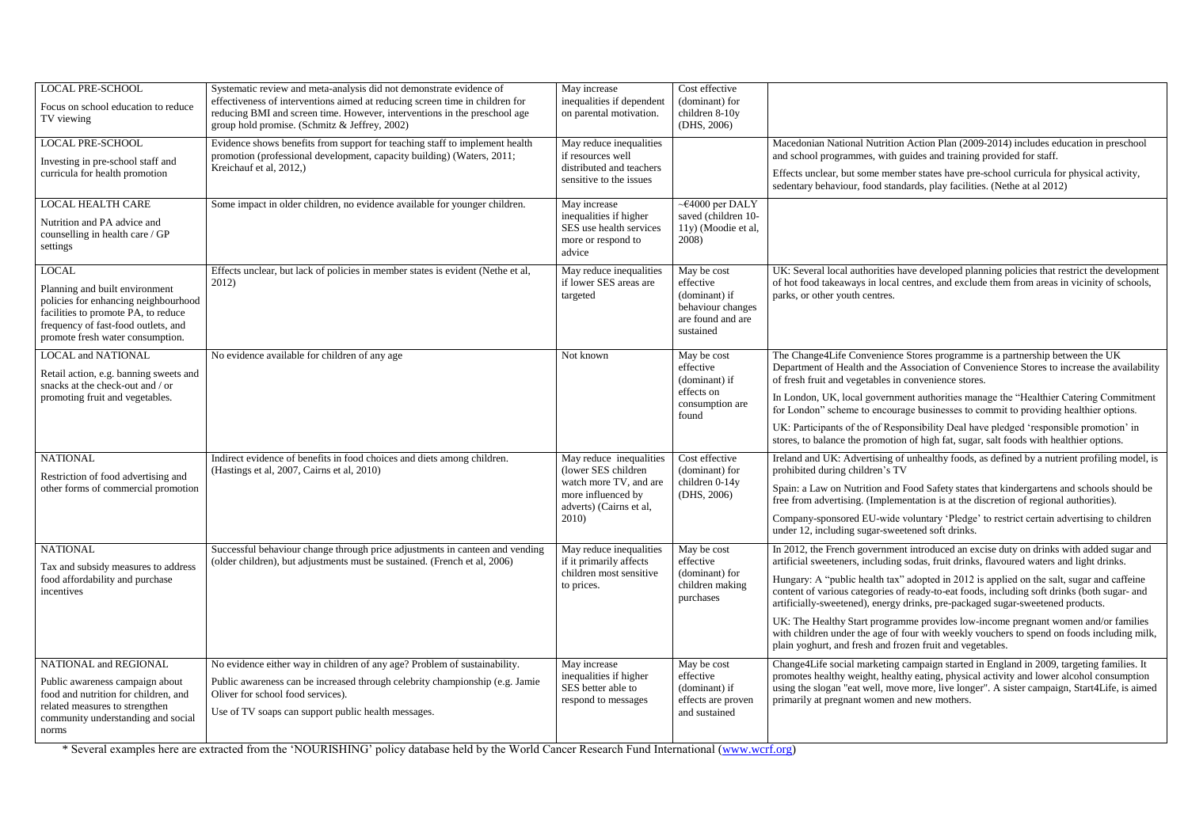| | | | | |
|---|---|---|---|---|
| LOCAL PRE-SCHOOL<br>Focus on school education to reduce TV viewing | Systematic review and meta-analysis did not demonstrate evidence of effectiveness of interventions aimed at reducing screen time in children for reducing BMI and screen time. However, interventions in the preschool age group hold promise. (Schmitz & Jeffrey, 2002) | May increase inequalities if dependent on parental motivation. | Cost effective (dominant) for children 8-10y (DHS, 2006) | |
| LOCAL PRE-SCHOOL<br>Investing in pre-school staff and curricula for health promotion | Evidence shows benefits from support for teaching staff to implement health promotion (professional development, capacity building) (Waters, 2011; Kreichauf et al, 2012,) | May reduce inequalities if resources well distributed and teachers sensitive to the issues | | Macedonian National Nutrition Action Plan (2009-2014) includes education in preschool and school programmes, with guides and training provided for staff.<br>Effects unclear, but some member states have pre-school curricula for physical activity, sedentary behaviour, food standards, play facilities. (Nethe at al 2012) |
| LOCAL HEALTH CARE<br>Nutrition and PA advice and counselling in health care / GP settings | Some impact in older children, no evidence available for younger children. | May increase inequalities if higher SES use health services more or respond to advice | ~€4000 per DALY saved (children 10-11y) (Moodie et al, 2008) | |
| LOCAL<br>Planning and built environment policies for enhancing neighbourhood facilities to promote PA, to reduce frequency of fast-food outlets, and promote fresh water consumption. | Effects unclear, but lack of policies in member states is evident (Nethe et al, 2012) | May reduce inequalities if lower SES areas are targeted | May be cost effective (dominant) if behaviour changes are found and are sustained | UK: Several local authorities have developed planning policies that restrict the development of hot food takeaways in local centres, and exclude them from areas in vicinity of schools, parks, or other youth centres. |
| LOCAL and NATIONAL<br>Retail action, e.g. banning sweets and snacks at the check-out and / or promoting fruit and vegetables. | No evidence available for children of any age | Not known | May be cost effective (dominant) if effects on consumption are found | The Change4Life Convenience Stores programme is a partnership between the UK Department of Health and the Association of Convenience Stores to increase the availability of fresh fruit and vegetables in convenience stores.<br>In London, UK, local government authorities manage the "Healthier Catering Commitment for London" scheme to encourage businesses to commit to providing healthier options.<br>UK: Participants of the of Responsibility Deal have pledged 'responsible promotion' in stores, to balance the promotion of high fat, sugar, salt foods with healthier options. |
| NATIONAL<br>Restriction of food advertising and other forms of commercial promotion | Indirect evidence of benefits in food choices and diets among children. (Hastings et al, 2007, Cairns et al, 2010) | May reduce inequalities (lower SES children watch more TV, and are more influenced by adverts) (Cairns et al, 2010) | Cost effective (dominant) for children 0-14y (DHS, 2006) | Ireland and UK: Advertising of unhealthy foods, as defined by a nutrient profiling model, is prohibited during children's TV<br>Spain: a Law on Nutrition and Food Safety states that kindergartens and schools should be free from advertising. (Implementation is at the discretion of regional authorities).<br>Company-sponsored EU-wide voluntary 'Pledge' to restrict certain advertising to children under 12, including sugar-sweetened soft drinks. |
| NATIONAL<br>Tax and subsidy measures to address food affordability and purchase incentives | Successful behaviour change through price adjustments in canteen and vending (older children), but adjustments must be sustained. (French et al, 2006) | May reduce inequalities if it primarily affects children most sensitive to prices. | May be cost effective (dominant) for children making purchases | In 2012, the French government introduced an excise duty on drinks with added sugar and artificial sweeteners, including sodas, fruit drinks, flavoured waters and light drinks.<br>Hungary: A "public health tax" adopted in 2012 is applied on the salt, sugar and caffeine content of various categories of ready-to-eat foods, including soft drinks (both sugar- and artificially-sweetened), energy drinks, pre-packaged sugar-sweetened products.<br>UK: The Healthy Start programme provides low-income pregnant women and/or families with children under the age of four with weekly vouchers to spend on foods including milk, plain yoghurt, and fresh and frozen fruit and vegetables. |
| NATIONAL and REGIONAL<br>Public awareness campaign about food and nutrition for children, and related measures to strengthen community understanding and social norms | No evidence either way in children of any age? Problem of sustainability.<br>Public awareness can be increased through celebrity championship (e.g. Jamie Oliver for school food services).<br>Use of TV soaps can support public health messages. | May increase inequalities if higher SES better able to respond to messages | May be cost effective (dominant) if effects are proven and sustained | Change4Life social marketing campaign started in England in 2009, targeting families. It promotes healthy weight, healthy eating, physical activity and lower alcohol consumption using the slogan "eat well, move more, live longer". A sister campaign, Start4Life, is aimed primarily at pregnant women and new mothers. |

* Several examples here are extracted from the 'NOURISHING' policy database held by the World Cancer Research Fund International (www.wcrf.org)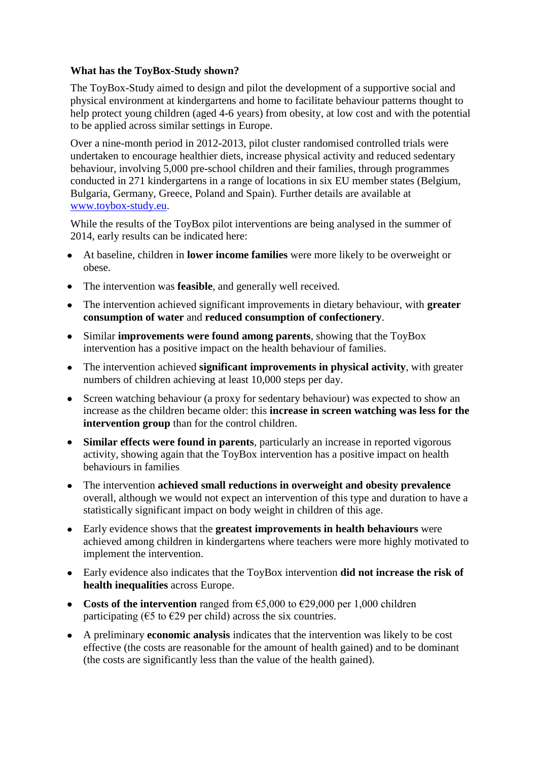**What has the ToyBox-Study shown?**

The ToyBox-Study aimed to design and pilot the development of a supportive social and physical environment at kindergartens and home to facilitate behaviour patterns thought to help protect young children (aged 4-6 years) from obesity, at low cost and with the potential to be applied across similar settings in Europe.

Over a nine-month period in 2012-2013, pilot cluster randomised controlled trials were undertaken to encourage healthier diets, increase physical activity and reduced sedentary behaviour, involving 5,000 pre-school children and their families, through programmes conducted in 271 kindergartens in a range of locations in six EU member states (Belgium, Bulgaria, Germany, Greece, Poland and Spain). Further details are available at [www.toybox-study.eu](www.toybox-study.eu).

While the results of the ToyBox pilot interventions are being analysed in the summer of 2014, early results can be indicated here:

- At baseline, children in **lower income families** were more likely to be overweight or obese.
- The intervention was **feasible**, and generally well received.
- The intervention achieved significant improvements in dietary behaviour, with **greater consumption of water** and **reduced consumption of confectionery**.
- Similar **improvements were found among parents**, showing that the ToyBox intervention has a positive impact on the health behaviour of families.
- The intervention achieved **significant improvements in physical activity**, with greater numbers of children achieving at least 10,000 steps per day.
- Screen watching behaviour (a proxy for sedentary behaviour) was expected to show an increase as the children became older: this **increase in screen watching was less for the intervention group** than for the control children.
- **Similar effects were found in parents**, particularly an increase in reported vigorous activity, showing again that the ToyBox intervention has a positive impact on health behaviours in families
- The intervention **achieved small reductions in overweight and obesity prevalence** overall, although we would not expect an intervention of this type and duration to have a statistically significant impact on body weight in children of this age.
- Early evidence shows that the **greatest improvements in health behaviours** were achieved among children in kindergartens where teachers were more highly motivated to implement the intervention.
- Early evidence also indicates that the ToyBox intervention **did not increase the risk of health inequalities** across Europe.
- **Costs of the intervention** ranged from €5,000 to €29,000 per 1,000 children participating (€5 to €29 per child) across the six countries.
- A preliminary **economic analysis** indicates that the intervention was likely to be cost effective (the costs are reasonable for the amount of health gained) and to be dominant (the costs are significantly less than the value of the health gained).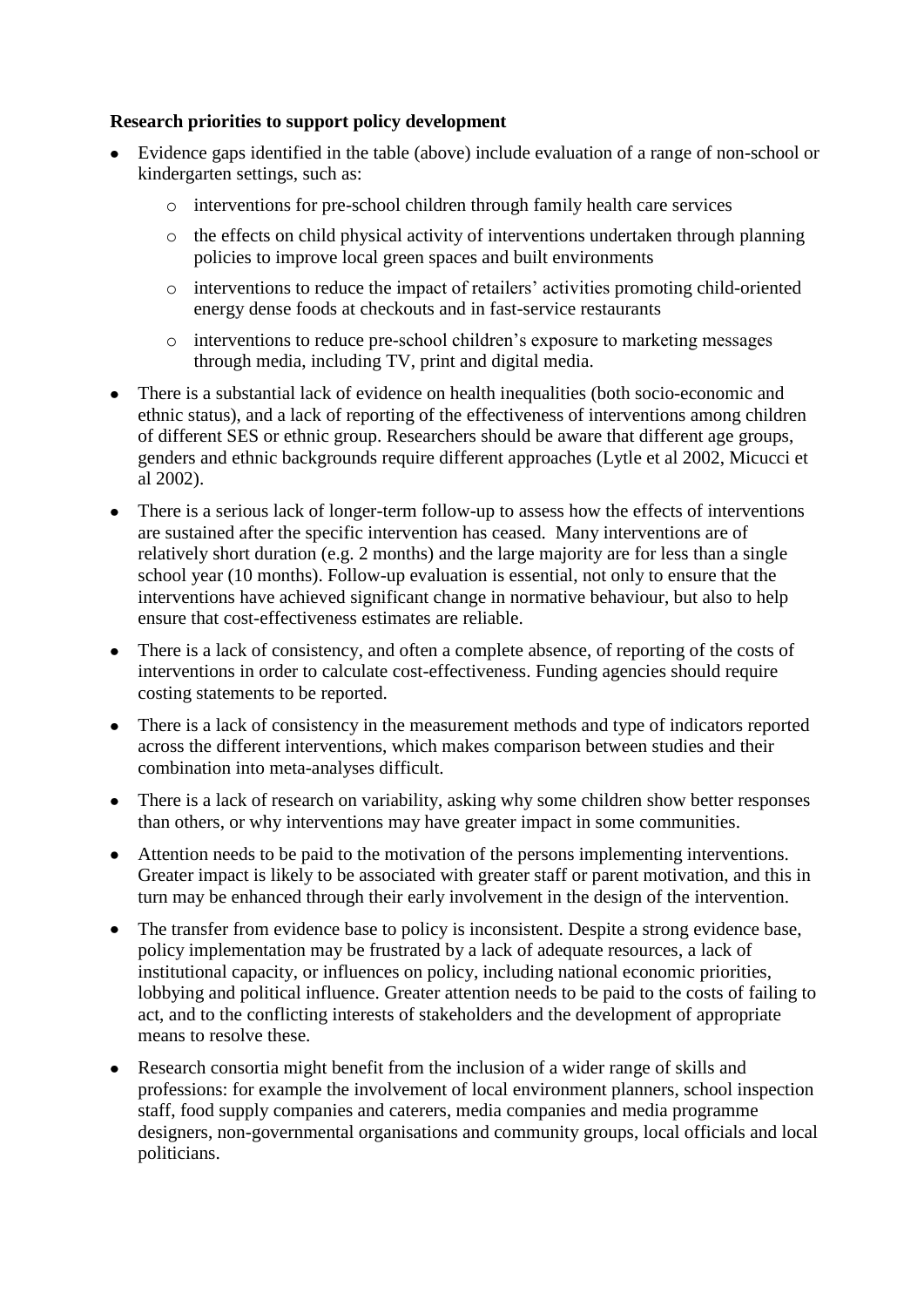**Research priorities to support policy development**

- Evidence gaps identified in the table (above) include evaluation of a range of non-school or kindergarten settings, such as:
    - interventions for pre-school children through family health care services
    - the effects on child physical activity of interventions undertaken through planning policies to improve local green spaces and built environments
    - interventions to reduce the impact of retailers' activities promoting child-oriented energy dense foods at checkouts and in fast-service restaurants
    - interventions to reduce pre-school children's exposure to marketing messages through media, including TV, print and digital media.
- There is a substantial lack of evidence on health inequalities (both socio-economic and ethnic status), and a lack of reporting of the effectiveness of interventions among children of different SES or ethnic group. Researchers should be aware that different age groups, genders and ethnic backgrounds require different approaches (Lytle et al 2002, Micucci et al 2002).
- There is a serious lack of longer-term follow-up to assess how the effects of interventions are sustained after the specific intervention has ceased. Many interventions are of relatively short duration (e.g. 2 months) and the large majority are for less than a single school year (10 months). Follow-up evaluation is essential, not only to ensure that the interventions have achieved significant change in normative behaviour, but also to help ensure that cost-effectiveness estimates are reliable.
- There is a lack of consistency, and often a complete absence, of reporting of the costs of interventions in order to calculate cost-effectiveness. Funding agencies should require costing statements to be reported.
- There is a lack of consistency in the measurement methods and type of indicators reported across the different interventions, which makes comparison between studies and their combination into meta-analyses difficult.
- There is a lack of research on variability, asking why some children show better responses than others, or why interventions may have greater impact in some communities.
- Attention needs to be paid to the motivation of the persons implementing interventions. Greater impact is likely to be associated with greater staff or parent motivation, and this in turn may be enhanced through their early involvement in the design of the intervention.
- The transfer from evidence base to policy is inconsistent. Despite a strong evidence base, policy implementation may be frustrated by a lack of adequate resources, a lack of institutional capacity, or influences on policy, including national economic priorities, lobbying and political influence. Greater attention needs to be paid to the costs of failing to act, and to the conflicting interests of stakeholders and the development of appropriate means to resolve these.
- Research consortia might benefit from the inclusion of a wider range of skills and professions: for example the involvement of local environment planners, school inspection staff, food supply companies and caterers, media companies and media programme designers, non-governmental organisations and community groups, local officials and local politicians.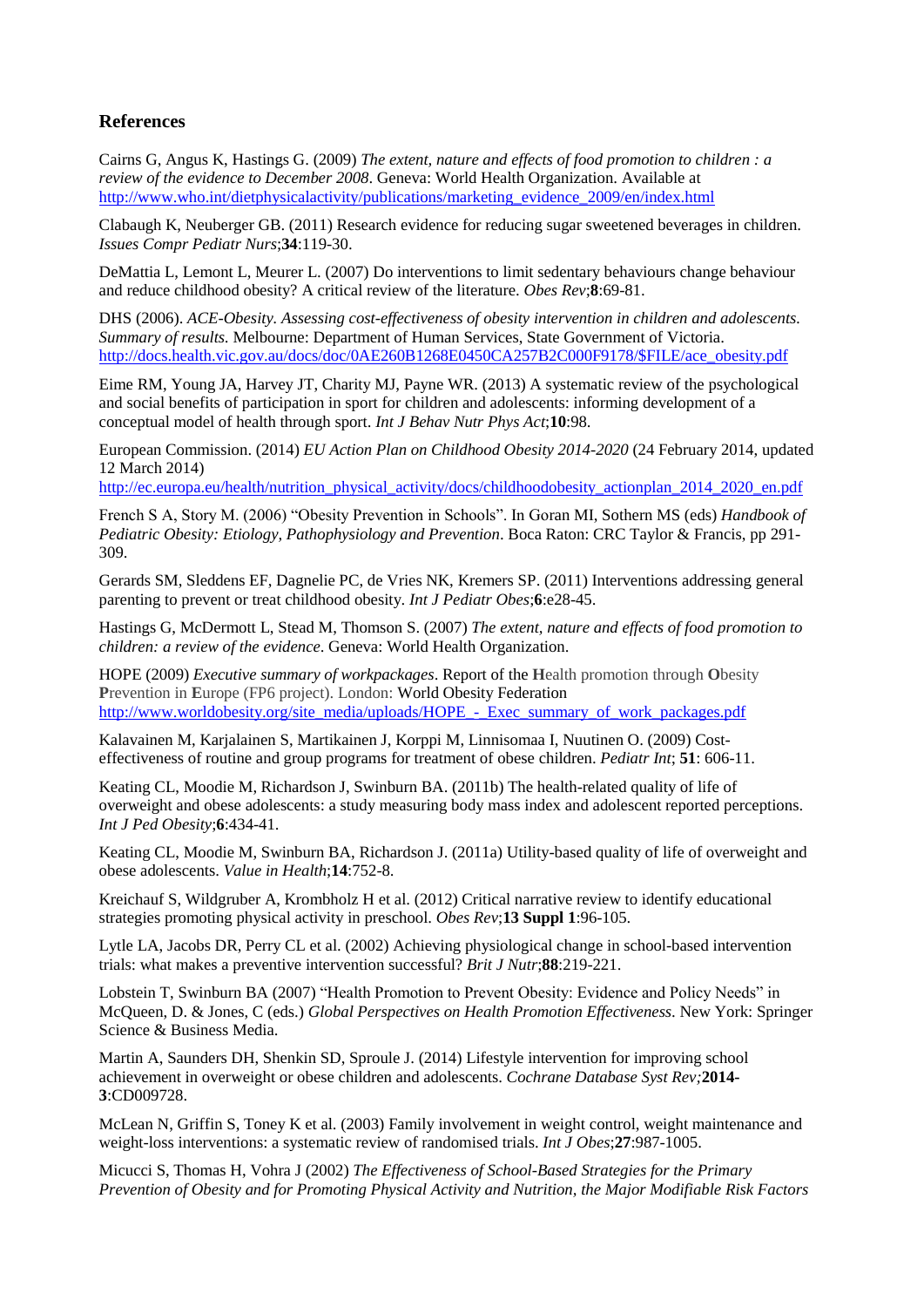## References

Cairns G, Angus K, Hastings G. (2009) *The extent, nature and effects of food promotion to children : a review of the evidence to December 2008*. Geneva: World Health Organization. Available at http://www.who.int/dietphysicalactivity/publications/marketing_evidence_2009/en/index.html

Clabaugh K, Neuberger GB. (2011) Research evidence for reducing sugar sweetened beverages in children. *Issues Compr Pediatr Nurs*;**34**:119-30.

DeMattia L, Lemont L, Meurer L. (2007) Do interventions to limit sedentary behaviours change behaviour and reduce childhood obesity? A critical review of the literature. *Obes Rev*;**8**:69-81.

DHS (2006). *ACE-Obesity. Assessing cost-effectiveness of obesity intervention in children and adolescents. Summary of results.* Melbourne: Department of Human Services, State Government of Victoria. http://docs.health.vic.gov.au/docs/doc/0AE260B1268E0450CA257B2C000F9178/$FILE/ace_obesity.pdf

Eime RM, Young JA, Harvey JT, Charity MJ, Payne WR. (2013) A systematic review of the psychological and social benefits of participation in sport for children and adolescents: informing development of a conceptual model of health through sport. *Int J Behav Nutr Phys Act*;**10**:98.

European Commission. (2014) *EU Action Plan on Childhood Obesity 2014-2020* (24 February 2014, updated 12 March 2014) http://ec.europa.eu/health/nutrition_physical_activity/docs/childhoodobesity_actionplan_2014_2020_en.pdf

French S A, Story M. (2006) "Obesity Prevention in Schools". In Goran MI, Sothern MS (eds) *Handbook of Pediatric Obesity: Etiology, Pathophysiology and Prevention*. Boca Raton: CRC Taylor & Francis, pp 291-309.

Gerards SM, Sleddens EF, Dagnelie PC, de Vries NK, Kremers SP. (2011) Interventions addressing general parenting to prevent or treat childhood obesity. *Int J Pediatr Obes*;**6**:e28-45.

Hastings G, McDermott L, Stead M, Thomson S. (2007) *The extent, nature and effects of food promotion to children: a review of the evidence*. Geneva: World Health Organization.

HOPE (2009) *Executive summary of workpackages*. Report of the **H**ealth promotion through **O**besity **P**revention in **E**urope (FP6 project). London: World Obesity Federation http://www.worldobesity.org/site_media/uploads/HOPE_-_Exec_summary_of_work_packages.pdf

Kalavainen M, Karjalainen S, Martikainen J, Korppi M, Linnisomaa I, Nuutinen O. (2009) Cost-effectiveness of routine and group programs for treatment of obese children. *Pediatr Int*; **51**: 606-11.

Keating CL, Moodie M, Richardson J, Swinburn BA. (2011b) The health-related quality of life of overweight and obese adolescents: a study measuring body mass index and adolescent reported perceptions. *Int J Ped Obesity*;**6**:434-41.

Keating CL, Moodie M, Swinburn BA, Richardson J. (2011a) Utility-based quality of life of overweight and obese adolescents. *Value in Health*;**14**:752-8.

Kreichauf S, Wildgruber A, Krombholz H et al. (2012) Critical narrative review to identify educational strategies promoting physical activity in preschool. *Obes Rev*;**13 Suppl 1**:96-105.

Lytle LA, Jacobs DR, Perry CL et al. (2002) Achieving physiological change in school-based intervention trials: what makes a preventive intervention successful? *Brit J Nutr*;**88**:219-221.

Lobstein T, Swinburn BA (2007) "Health Promotion to Prevent Obesity: Evidence and Policy Needs" in McQueen, D. & Jones, C (eds.) *Global Perspectives on Health Promotion Effectiveness*. New York: Springer Science & Business Media.

Martin A, Saunders DH, Shenkin SD, Sproule J. (2014) Lifestyle intervention for improving school achievement in overweight or obese children and adolescents. *Cochrane Database Syst Rev;***2014-3**:CD009728.

McLean N, Griffin S, Toney K et al. (2003) Family involvement in weight control, weight maintenance and weight-loss interventions: a systematic review of randomised trials. *Int J Obes*;**27**:987-1005.

Micucci S, Thomas H, Vohra J (2002) *The Effectiveness of School-Based Strategies for the Primary Prevention of Obesity and for Promoting Physical Activity and Nutrition, the Major Modifiable Risk Factors*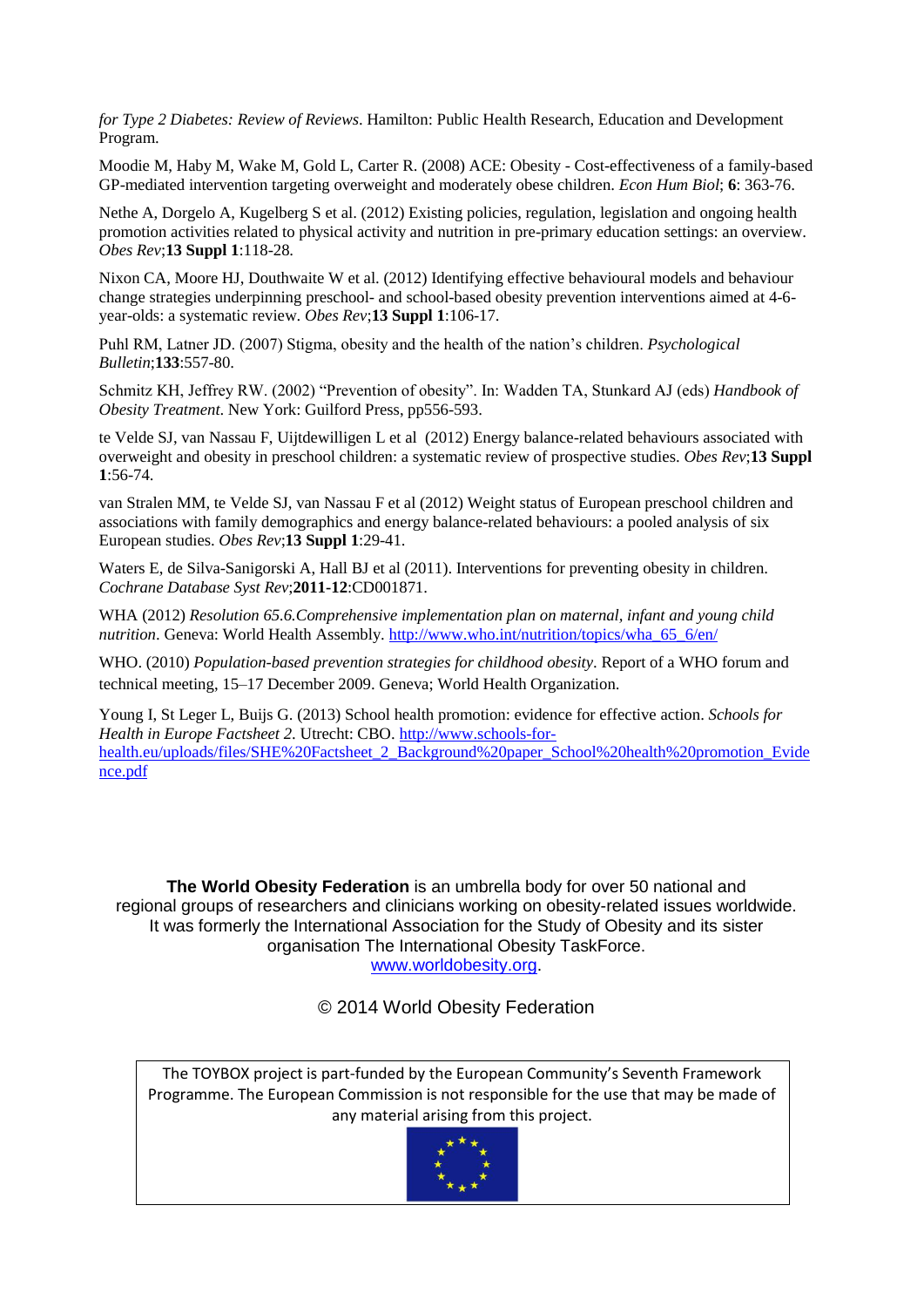*for Type 2 Diabetes: Review of Reviews*. Hamilton: Public Health Research, Education and Development Program.

Moodie M, Haby M, Wake M, Gold L, Carter R. (2008) ACE: Obesity - Cost-effectiveness of a family-based GP-mediated intervention targeting overweight and moderately obese children. *Econ Hum Biol*; **6**: 363-76.

Nethe A, Dorgelo A, Kugelberg S et al. (2012) Existing policies, regulation, legislation and ongoing health promotion activities related to physical activity and nutrition in pre-primary education settings: an overview. *Obes Rev*;**13 Suppl 1**:118-28.

Nixon CA, Moore HJ, Douthwaite W et al. (2012) Identifying effective behavioural models and behaviour change strategies underpinning preschool- and school-based obesity prevention interventions aimed at 4-6-year-olds: a systematic review. *Obes Rev*;**13 Suppl 1**:106-17.

Puhl RM, Latner JD. (2007) Stigma, obesity and the health of the nation's children. *Psychological Bulletin*;**133**:557-80.

Schmitz KH, Jeffrey RW. (2002) "Prevention of obesity". In: Wadden TA, Stunkard AJ (eds) *Handbook of Obesity Treatment*. New York: Guilford Press, pp556-593.

te Velde SJ, van Nassau F, Uijtdewilligen L et al (2012) Energy balance-related behaviours associated with overweight and obesity in preschool children: a systematic review of prospective studies. *Obes Rev*;**13 Suppl 1**:56-74.

van Stralen MM, te Velde SJ, van Nassau F et al (2012) Weight status of European preschool children and associations with family demographics and energy balance-related behaviours: a pooled analysis of six European studies. *Obes Rev*;**13 Suppl 1**:29-41.

Waters E, de Silva-Sanigorski A, Hall BJ et al (2011). Interventions for preventing obesity in children. *Cochrane Database Syst Rev*;**2011-12**:CD001871.

WHA (2012) *Resolution 65.6.Comprehensive implementation plan on maternal, infant and young child nutrition*. Geneva: World Health Assembly. http://www.who.int/nutrition/topics/wha_65_6/en/

WHO. (2010) *Population-based prevention strategies for childhood obesity*. Report of a WHO forum and technical meeting, 15–17 December 2009. Geneva; World Health Organization.

Young I, St Leger L, Buijs G. (2013) School health promotion: evidence for effective action. *Schools for Health in Europe Factsheet 2*. Utrecht: CBO. http://www.schools-for-health.eu/uploads/files/SHE%20Factsheet_2_Background%20paper_School%20health%20promotion_Evidence.pdf

**The World Obesity Federation** is an umbrella body for over 50 national and regional groups of researchers and clinicians working on obesity-related issues worldwide. It was formerly the International Association for the Study of Obesity and its sister organisation The International Obesity TaskForce.
www.worldobesity.org.

© 2014 World Obesity Federation

The TOYBOX project is part-funded by the European Community's Seventh Framework Programme. The European Commission is not responsible for the use that may be made of any material arising from this project.